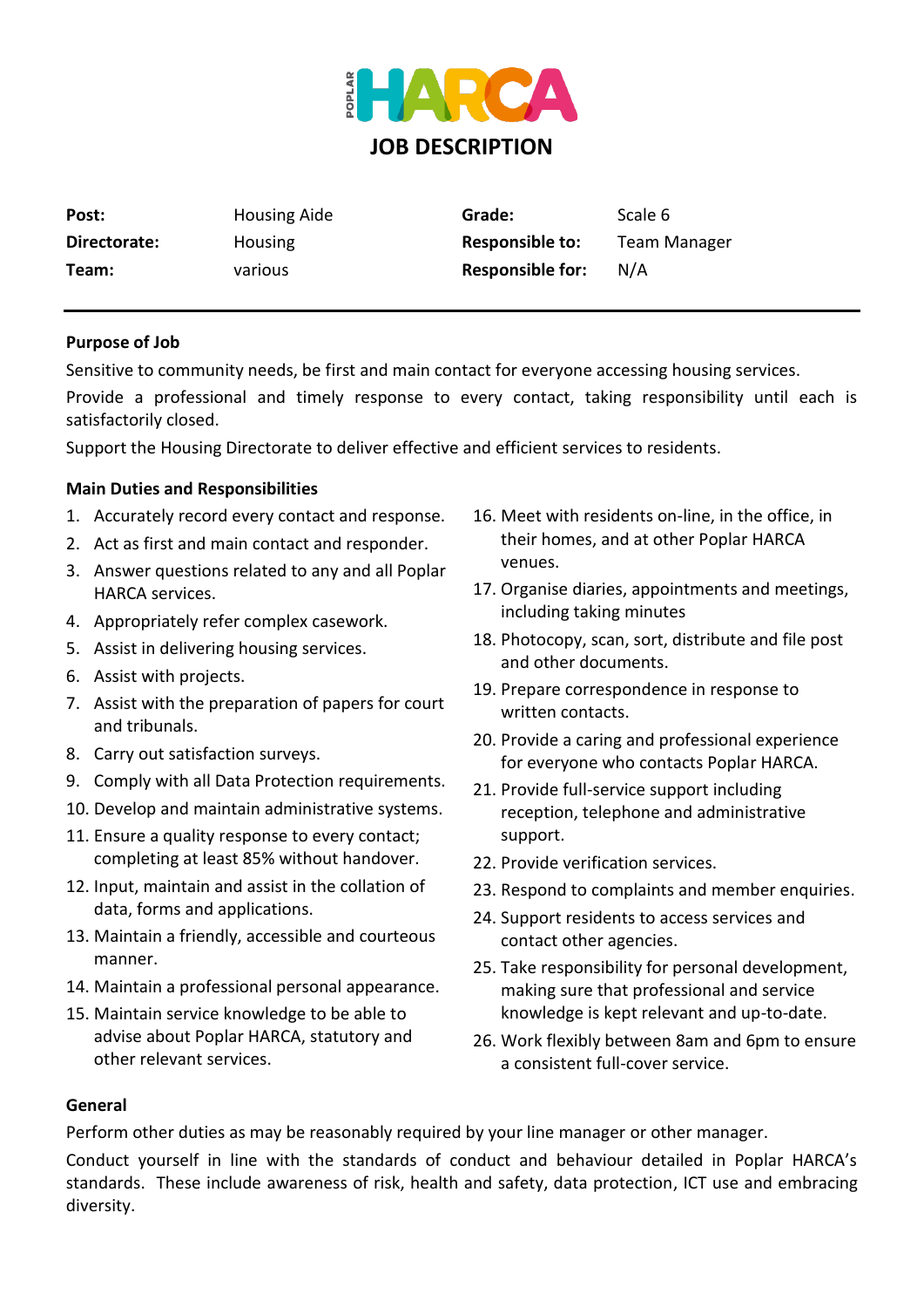# JOB DESCRIPTION

| | | | |
|---|---|---|---|
| **Post:** | Housing Aide | **Grade:** | Scale 6 |
| **Directorate:** | Housing | **Responsible to:** | Team Manager |
| **Team:** | various | **Responsible for:** | N/A |

---

**Purpose of Job**

Sensitive to community needs, be first and main contact for everyone accessing housing services.

Provide a professional and timely response to every contact, taking responsibility until each is satisfactorily closed.

Support the Housing Directorate to deliver effective and efficient services to residents.

**Main Duties and Responsibilities**

1. Accurately record every contact and response.
2. Act as first and main contact and responder.
3. Answer questions related to any and all Poplar HARCA services.
4. Appropriately refer complex casework.
5. Assist in delivering housing services.
6. Assist with projects.
7. Assist with the preparation of papers for court and tribunals.
8. Carry out satisfaction surveys.
9. Comply with all Data Protection requirements.
10. Develop and maintain administrative systems.
11. Ensure a quality response to every contact; completing at least 85% without handover.
12. Input, maintain and assist in the collation of data, forms and applications.
13. Maintain a friendly, accessible and courteous manner.
14. Maintain a professional personal appearance.
15. Maintain service knowledge to be able to advise about Poplar HARCA, statutory and other relevant services.
16. Meet with residents on-line, in the office, in their homes, and at other Poplar HARCA venues.
17. Organise diaries, appointments and meetings, including taking minutes
18. Photocopy, scan, sort, distribute and file post and other documents.
19. Prepare correspondence in response to written contacts.
20. Provide a caring and professional experience for everyone who contacts Poplar HARCA.
21. Provide full-service support including reception, telephone and administrative support.
22. Provide verification services.
23. Respond to complaints and member enquiries.
24. Support residents to access services and contact other agencies.
25. Take responsibility for personal development, making sure that professional and service knowledge is kept relevant and up-to-date.
26. Work flexibly between 8am and 6pm to ensure a consistent full-cover service.

**General**

Perform other duties as may be reasonably required by your line manager or other manager.

Conduct yourself in line with the standards of conduct and behaviour detailed in Poplar HARCA's standards. These include awareness of risk, health and safety, data protection, ICT use and embracing diversity.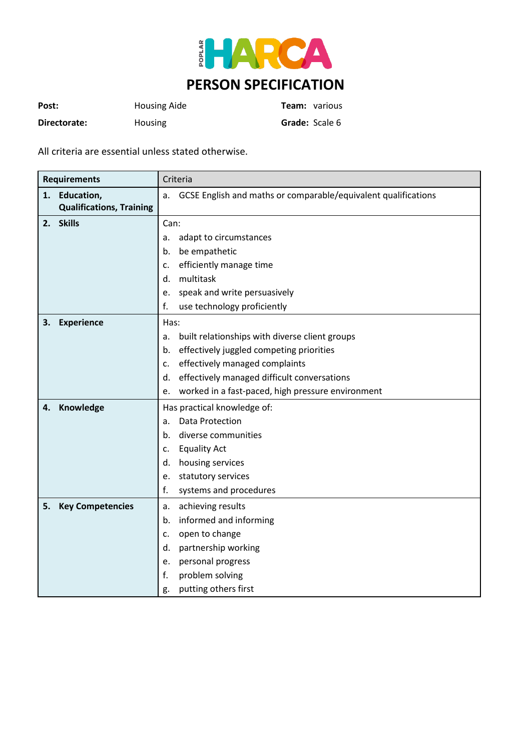# PERSON SPECIFICATION

| | | | |
|---|---|---|---|
| **Post:** | Housing Aide | **Team:** | various |
| **Directorate:** | Housing | **Grade:** | Scale 6 |

All criteria are essential unless stated otherwise.

| Requirements | Criteria |
|---|---|
| **1. Education, Qualifications, Training** | a. GCSE English and maths or comparable/equivalent qualifications |
| **2. Skills** | Can:<br>a. adapt to circumstances<br>b. be empathetic<br>c. efficiently manage time<br>d. multitask<br>e. speak and write persuasively<br>f. use technology proficiently |
| **3. Experience** | Has:<br>a. built relationships with diverse client groups<br>b. effectively juggled competing priorities<br>c. effectively managed complaints<br>d. effectively managed difficult conversations<br>e. worked in a fast-paced, high pressure environment |
| **4. Knowledge** | Has practical knowledge of:<br>a. Data Protection<br>b. diverse communities<br>c. Equality Act<br>d. housing services<br>e. statutory services<br>f. systems and procedures |
| **5. Key Competencies** | a. achieving results<br>b. informed and informing<br>c. open to change<br>d. partnership working<br>e. personal progress<br>f. problem solving<br>g. putting others first |